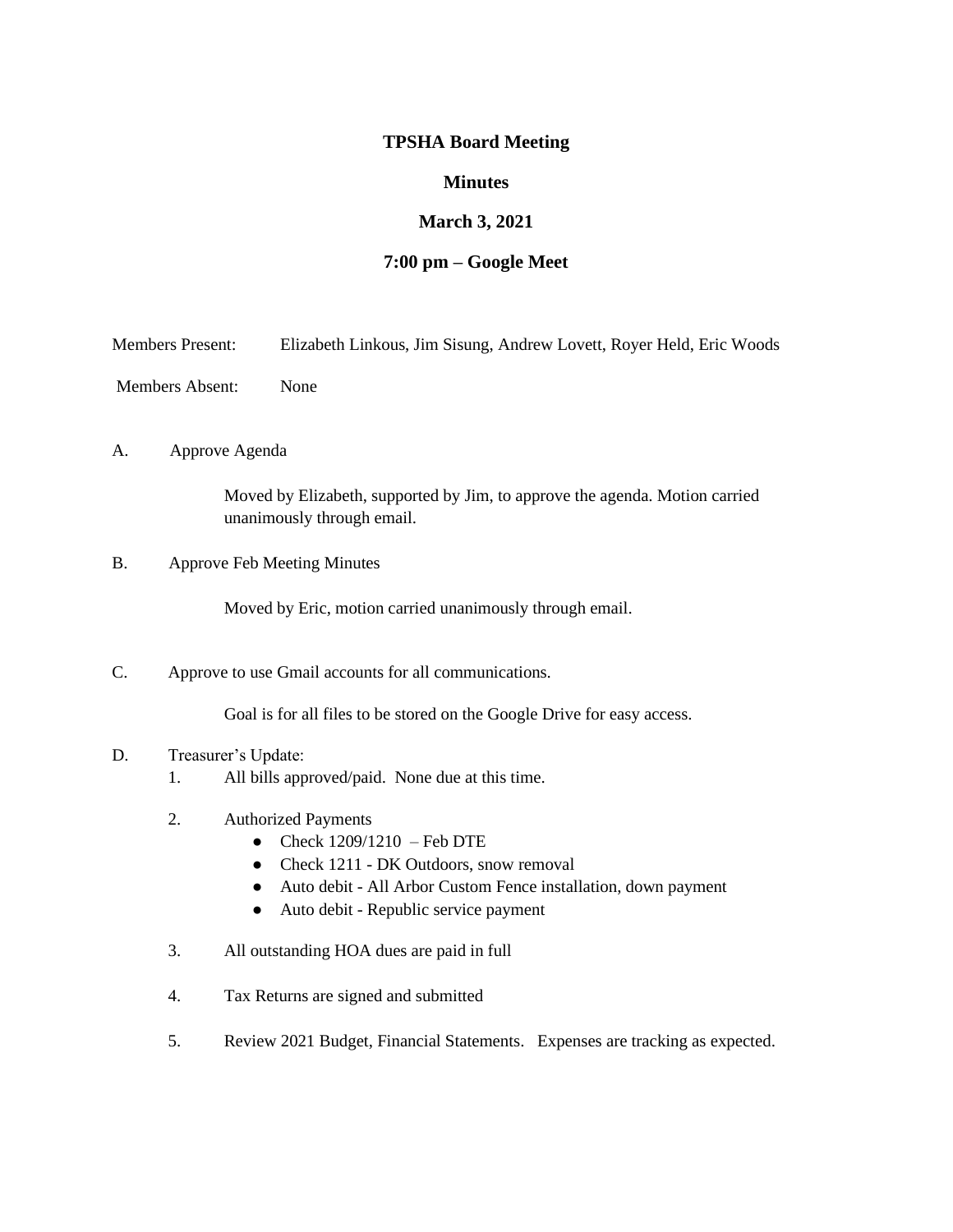**TPSHA Board Meeting**

**Minutes**

**March 3, 2021**

**7:00 pm – Google Meet**

Members Present: Elizabeth Linkous, Jim Sisung, Andrew Lovett, Royer Held, Eric Woods

Members Absent: None

A. Approve Agenda

Moved by Elizabeth, supported by Jim, to approve the agenda. Motion carried unanimously through email.

B. Approve Feb Meeting Minutes

Moved by Eric, motion carried unanimously through email.

C. Approve to use Gmail accounts for all communications.

Goal is for all files to be stored on the Google Drive for easy access.

D. Treasurer's Update:

1. All bills approved/paid. None due at this time.
2. Authorized Payments
   - Check 1209/1210 – Feb DTE
   - Check 1211 - DK Outdoors, snow removal
   - Auto debit - All Arbor Custom Fence installation, down payment
   - Auto debit - Republic service payment
3. All outstanding HOA dues are paid in full
4. Tax Returns are signed and submitted
5. Review 2021 Budget, Financial Statements. Expenses are tracking as expected.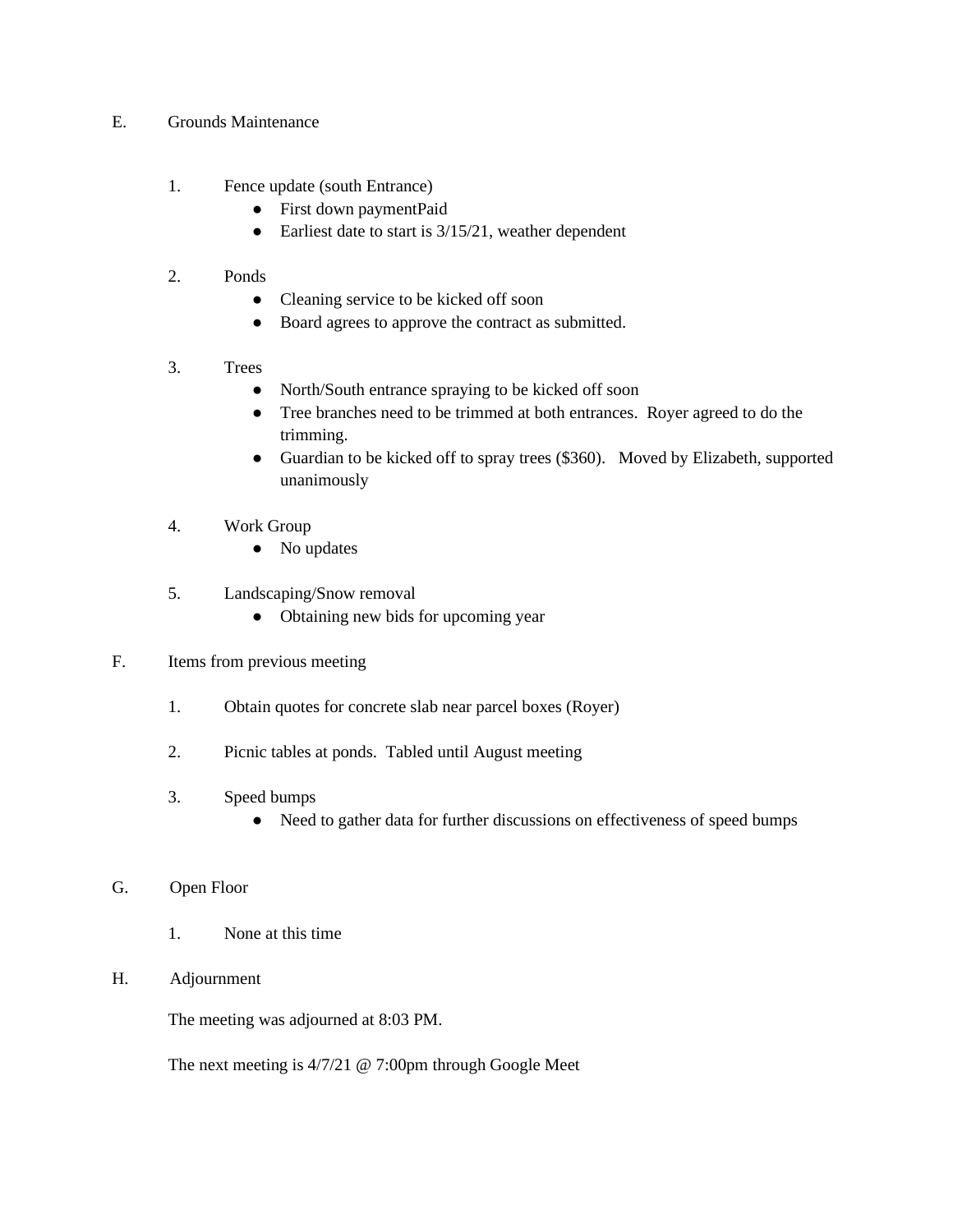E. Grounds Maintenance

1. Fence update (south Entrance)
    - First down paymentPaid
    - Earliest date to start is 3/15/21, weather dependent

2. Ponds
    - Cleaning service to be kicked off soon
    - Board agrees to approve the contract as submitted.

3. Trees
    - North/South entrance spraying to be kicked off soon
    - Tree branches need to be trimmed at both entrances. Royer agreed to do the trimming.
    - Guardian to be kicked off to spray trees ($360). Moved by Elizabeth, supported unanimously

4. Work Group
    - No updates

5. Landscaping/Snow removal
    - Obtaining new bids for upcoming year

F. Items from previous meeting

1. Obtain quotes for concrete slab near parcel boxes (Royer)

2. Picnic tables at ponds. Tabled until August meeting

3. Speed bumps
    - Need to gather data for further discussions on effectiveness of speed bumps

G. Open Floor

1. None at this time

H. Adjournment

The meeting was adjourned at 8:03 PM.

The next meeting is 4/7/21 @ 7:00pm through Google Meet